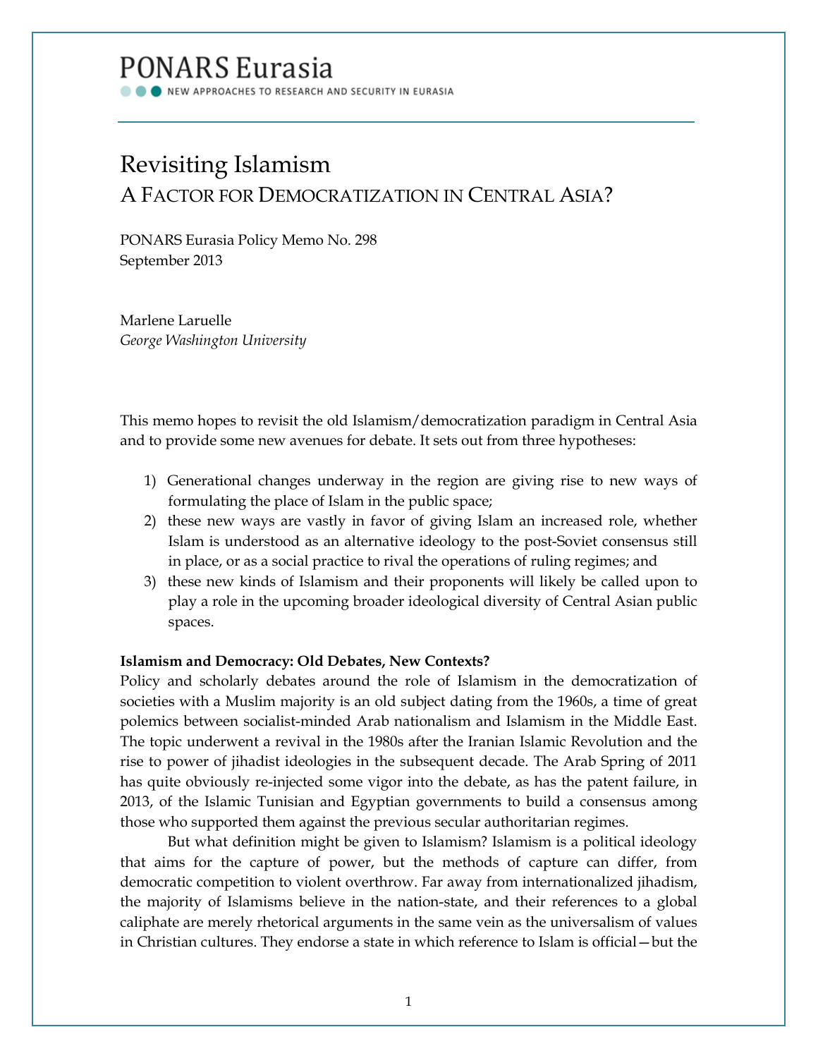PONARS Eurasia

NEW APPROACHES TO RESEARCH AND SECURITY IN EURASIA

# Revisiting Islamism

## A Factor for Democratization in Central Asia?

PONARS Eurasia Policy Memo No. 298
September 2013

Marlene Laruelle
*George Washington University*

This memo hopes to revisit the old Islamism/democratization paradigm in Central Asia and to provide some new avenues for debate. It sets out from three hypotheses:

1) Generational changes underway in the region are giving rise to new ways of formulating the place of Islam in the public space;
2) these new ways are vastly in favor of giving Islam an increased role, whether Islam is understood as an alternative ideology to the post-Soviet consensus still in place, or as a social practice to rival the operations of ruling regimes; and
3) these new kinds of Islamism and their proponents will likely be called upon to play a role in the upcoming broader ideological diversity of Central Asian public spaces.

**Islamism and Democracy: Old Debates, New Contexts?**

Policy and scholarly debates around the role of Islamism in the democratization of societies with a Muslim majority is an old subject dating from the 1960s, a time of great polemics between socialist-minded Arab nationalism and Islamism in the Middle East. The topic underwent a revival in the 1980s after the Iranian Islamic Revolution and the rise to power of jihadist ideologies in the subsequent decade. The Arab Spring of 2011 has quite obviously re-injected some vigor into the debate, as has the patent failure, in 2013, of the Islamic Tunisian and Egyptian governments to build a consensus among those who supported them against the previous secular authoritarian regimes.

But what definition might be given to Islamism? Islamism is a political ideology that aims for the capture of power, but the methods of capture can differ, from democratic competition to violent overthrow. Far away from internationalized jihadism, the majority of Islamisms believe in the nation-state, and their references to a global caliphate are merely rhetorical arguments in the same vein as the universalism of values in Christian cultures. They endorse a state in which reference to Islam is official—but the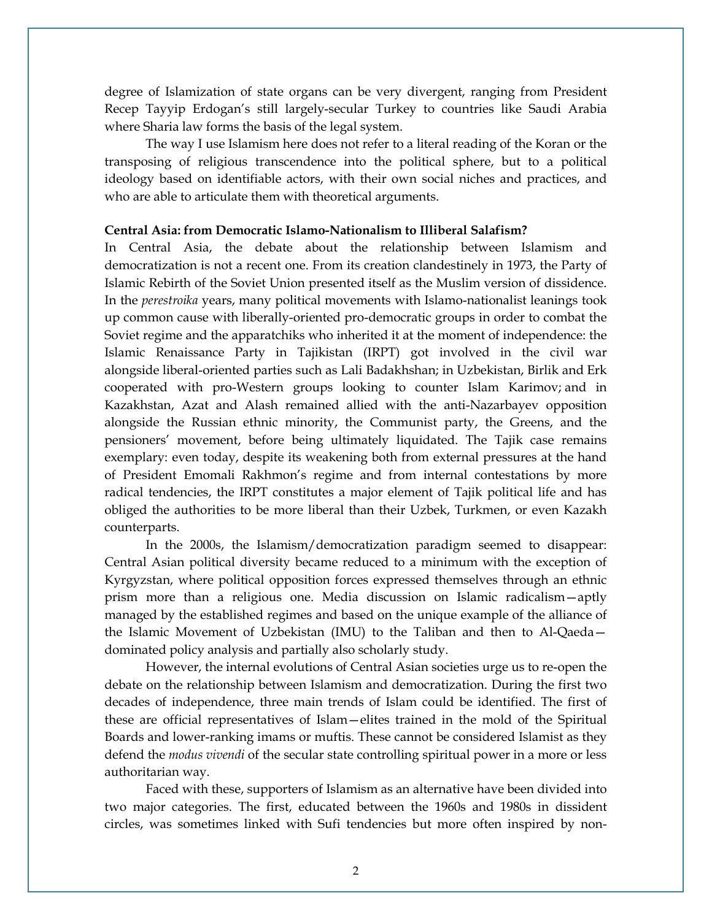degree of Islamization of state organs can be very divergent, ranging from President Recep Tayyip Erdogan's still largely-secular Turkey to countries like Saudi Arabia where Sharia law forms the basis of the legal system.

The way I use Islamism here does not refer to a literal reading of the Koran or the transposing of religious transcendence into the political sphere, but to a political ideology based on identifiable actors, with their own social niches and practices, and who are able to articulate them with theoretical arguments.

**Central Asia: from Democratic Islamo-Nationalism to Illiberal Salafism?**

In Central Asia, the debate about the relationship between Islamism and democratization is not a recent one. From its creation clandestinely in 1973, the Party of Islamic Rebirth of the Soviet Union presented itself as the Muslim version of dissidence. In the *perestroika* years, many political movements with Islamo-nationalist leanings took up common cause with liberally-oriented pro-democratic groups in order to combat the Soviet regime and the apparatchiks who inherited it at the moment of independence: the Islamic Renaissance Party in Tajikistan (IRPT) got involved in the civil war alongside liberal-oriented parties such as Lali Badakhshan; in Uzbekistan, Birlik and Erk cooperated with pro-Western groups looking to counter Islam Karimov; and in Kazakhstan, Azat and Alash remained allied with the anti-Nazarbayev opposition alongside the Russian ethnic minority, the Communist party, the Greens, and the pensioners' movement, before being ultimately liquidated. The Tajik case remains exemplary: even today, despite its weakening both from external pressures at the hand of President Emomali Rakhmon's regime and from internal contestations by more radical tendencies, the IRPT constitutes a major element of Tajik political life and has obliged the authorities to be more liberal than their Uzbek, Turkmen, or even Kazakh counterparts.

In the 2000s, the Islamism/democratization paradigm seemed to disappear: Central Asian political diversity became reduced to a minimum with the exception of Kyrgyzstan, where political opposition forces expressed themselves through an ethnic prism more than a religious one. Media discussion on Islamic radicalism—aptly managed by the established regimes and based on the unique example of the alliance of the Islamic Movement of Uzbekistan (IMU) to the Taliban and then to Al-Qaeda—dominated policy analysis and partially also scholarly study.

However, the internal evolutions of Central Asian societies urge us to re-open the debate on the relationship between Islamism and democratization. During the first two decades of independence, three main trends of Islam could be identified. The first of these are official representatives of Islam—elites trained in the mold of the Spiritual Boards and lower-ranking imams or muftis. These cannot be considered Islamist as they defend the *modus vivendi* of the secular state controlling spiritual power in a more or less authoritarian way.

Faced with these, supporters of Islamism as an alternative have been divided into two major categories. The first, educated between the 1960s and 1980s in dissident circles, was sometimes linked with Sufi tendencies but more often inspired by non-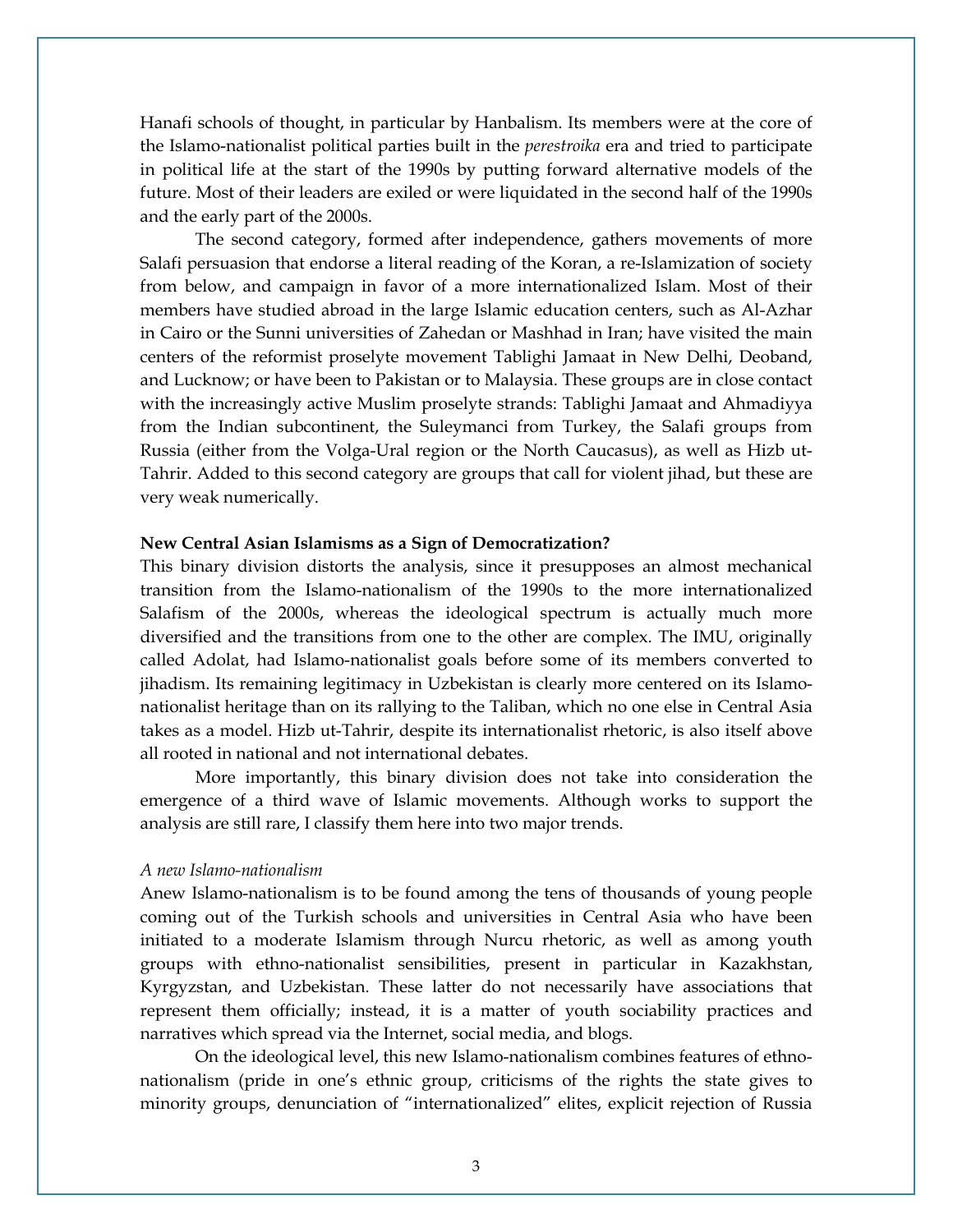Hanafi schools of thought, in particular by Hanbalism. Its members were at the core of the Islamo-nationalist political parties built in the *perestroika* era and tried to participate in political life at the start of the 1990s by putting forward alternative models of the future. Most of their leaders are exiled or were liquidated in the second half of the 1990s and the early part of the 2000s.

The second category, formed after independence, gathers movements of more Salafi persuasion that endorse a literal reading of the Koran, a re-Islamization of society from below, and campaign in favor of a more internationalized Islam. Most of their members have studied abroad in the large Islamic education centers, such as Al-Azhar in Cairo or the Sunni universities of Zahedan or Mashhad in Iran; have visited the main centers of the reformist proselyte movement Tablighi Jamaat in New Delhi, Deoband, and Lucknow; or have been to Pakistan or to Malaysia. These groups are in close contact with the increasingly active Muslim proselyte strands: Tablighi Jamaat and Ahmadiyya from the Indian subcontinent, the Suleymanci from Turkey, the Salafi groups from Russia (either from the Volga-Ural region or the North Caucasus), as well as Hizb ut-Tahrir. Added to this second category are groups that call for violent jihad, but these are very weak numerically.

**New Central Asian Islamisms as a Sign of Democratization?**

This binary division distorts the analysis, since it presupposes an almost mechanical transition from the Islamo-nationalism of the 1990s to the more internationalized Salafism of the 2000s, whereas the ideological spectrum is actually much more diversified and the transitions from one to the other are complex. The IMU, originally called Adolat, had Islamo-nationalist goals before some of its members converted to jihadism. Its remaining legitimacy in Uzbekistan is clearly more centered on its Islamo-nationalist heritage than on its rallying to the Taliban, which no one else in Central Asia takes as a model. Hizb ut-Tahrir, despite its internationalist rhetoric, is also itself above all rooted in national and not international debates.

More importantly, this binary division does not take into consideration the emergence of a third wave of Islamic movements. Although works to support the analysis are still rare, I classify them here into two major trends.

*A new Islamo-nationalism*

Anew Islamo-nationalism is to be found among the tens of thousands of young people coming out of the Turkish schools and universities in Central Asia who have been initiated to a moderate Islamism through Nurcu rhetoric, as well as among youth groups with ethno-nationalist sensibilities, present in particular in Kazakhstan, Kyrgyzstan, and Uzbekistan. These latter do not necessarily have associations that represent them officially; instead, it is a matter of youth sociability practices and narratives which spread via the Internet, social media, and blogs.

On the ideological level, this new Islamo-nationalism combines features of ethno-nationalism (pride in one's ethnic group, criticisms of the rights the state gives to minority groups, denunciation of "internationalized" elites, explicit rejection of Russia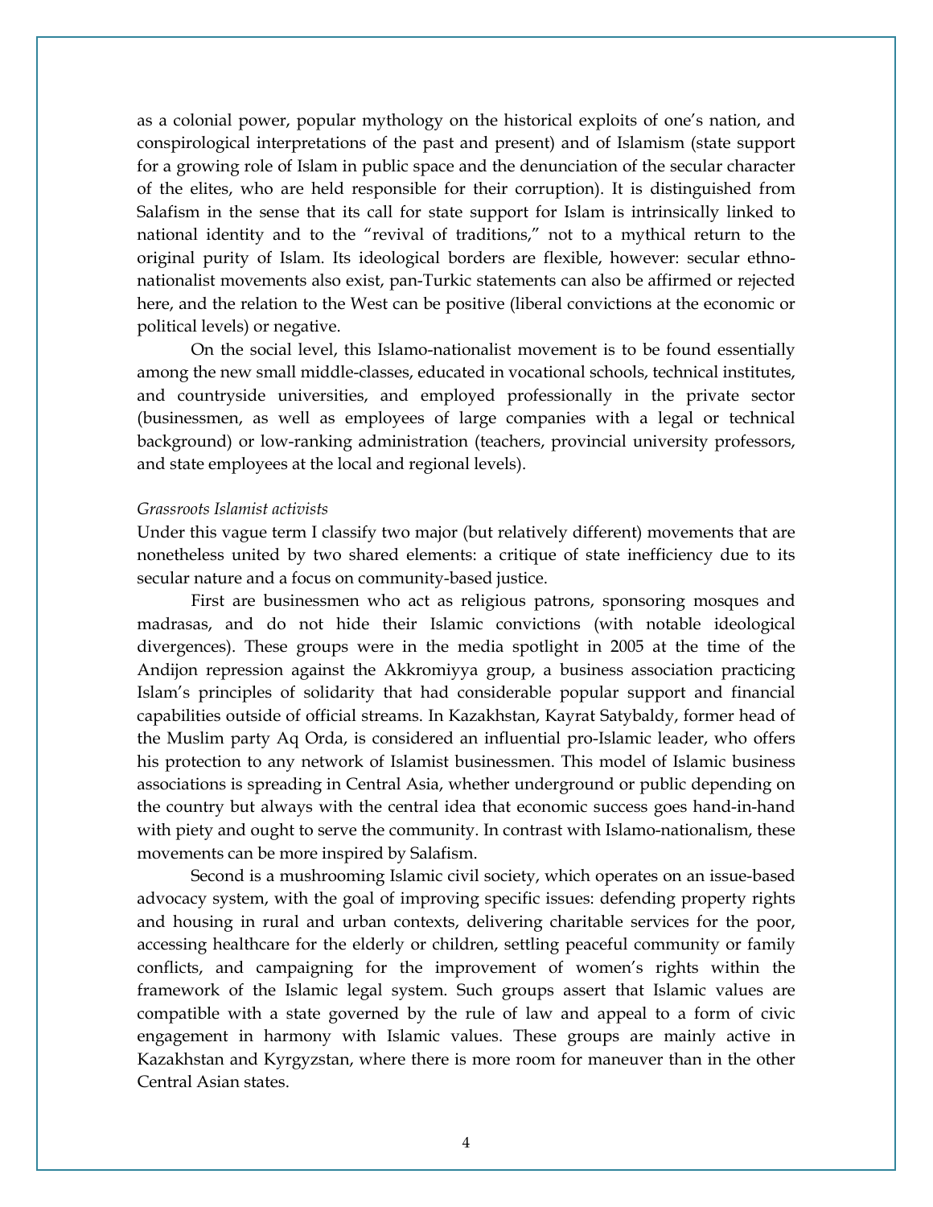as a colonial power, popular mythology on the historical exploits of one's nation, and conspirological interpretations of the past and present) and of Islamism (state support for a growing role of Islam in public space and the denunciation of the secular character of the elites, who are held responsible for their corruption). It is distinguished from Salafism in the sense that its call for state support for Islam is intrinsically linked to national identity and to the "revival of traditions," not to a mythical return to the original purity of Islam. Its ideological borders are flexible, however: secular ethno-nationalist movements also exist, pan-Turkic statements can also be affirmed or rejected here, and the relation to the West can be positive (liberal convictions at the economic or political levels) or negative.

On the social level, this Islamo-nationalist movement is to be found essentially among the new small middle-classes, educated in vocational schools, technical institutes, and countryside universities, and employed professionally in the private sector (businessmen, as well as employees of large companies with a legal or technical background) or low-ranking administration (teachers, provincial university professors, and state employees at the local and regional levels).

*Grassroots Islamist activists*

Under this vague term I classify two major (but relatively different) movements that are nonetheless united by two shared elements: a critique of state inefficiency due to its secular nature and a focus on community-based justice.

First are businessmen who act as religious patrons, sponsoring mosques and madrasas, and do not hide their Islamic convictions (with notable ideological divergences). These groups were in the media spotlight in 2005 at the time of the Andijon repression against the Akkromiyya group, a business association practicing Islam's principles of solidarity that had considerable popular support and financial capabilities outside of official streams. In Kazakhstan, Kayrat Satybaldy, former head of the Muslim party Aq Orda, is considered an influential pro-Islamic leader, who offers his protection to any network of Islamist businessmen. This model of Islamic business associations is spreading in Central Asia, whether underground or public depending on the country but always with the central idea that economic success goes hand-in-hand with piety and ought to serve the community. In contrast with Islamo-nationalism, these movements can be more inspired by Salafism.

Second is a mushrooming Islamic civil society, which operates on an issue-based advocacy system, with the goal of improving specific issues: defending property rights and housing in rural and urban contexts, delivering charitable services for the poor, accessing healthcare for the elderly or children, settling peaceful community or family conflicts, and campaigning for the improvement of women's rights within the framework of the Islamic legal system. Such groups assert that Islamic values are compatible with a state governed by the rule of law and appeal to a form of civic engagement in harmony with Islamic values. These groups are mainly active in Kazakhstan and Kyrgyzstan, where there is more room for maneuver than in the other Central Asian states.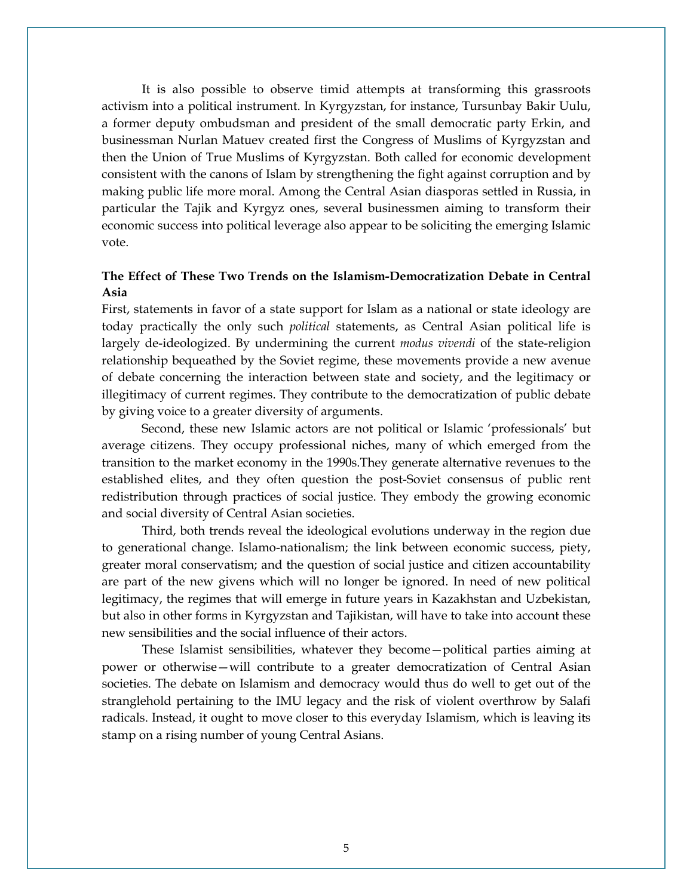It is also possible to observe timid attempts at transforming this grassroots activism into a political instrument. In Kyrgyzstan, for instance, Tursunbay Bakir Uulu, a former deputy ombudsman and president of the small democratic party Erkin, and businessman Nurlan Matuev created first the Congress of Muslims of Kyrgyzstan and then the Union of True Muslims of Kyrgyzstan. Both called for economic development consistent with the canons of Islam by strengthening the fight against corruption and by making public life more moral. Among the Central Asian diasporas settled in Russia, in particular the Tajik and Kyrgyz ones, several businessmen aiming to transform their economic success into political leverage also appear to be soliciting the emerging Islamic vote.

**The Effect of These Two Trends on the Islamism-Democratization Debate in Central Asia**

First, statements in favor of a state support for Islam as a national or state ideology are today practically the only such *political* statements, as Central Asian political life is largely de-ideologized. By undermining the current *modus vivendi* of the state-religion relationship bequeathed by the Soviet regime, these movements provide a new avenue of debate concerning the interaction between state and society, and the legitimacy or illegitimacy of current regimes. They contribute to the democratization of public debate by giving voice to a greater diversity of arguments.

Second, these new Islamic actors are not political or Islamic 'professionals' but average citizens. They occupy professional niches, many of which emerged from the transition to the market economy in the 1990s.They generate alternative revenues to the established elites, and they often question the post-Soviet consensus of public rent redistribution through practices of social justice. They embody the growing economic and social diversity of Central Asian societies.

Third, both trends reveal the ideological evolutions underway in the region due to generational change. Islamo-nationalism; the link between economic success, piety, greater moral conservatism; and the question of social justice and citizen accountability are part of the new givens which will no longer be ignored. In need of new political legitimacy, the regimes that will emerge in future years in Kazakhstan and Uzbekistan, but also in other forms in Kyrgyzstan and Tajikistan, will have to take into account these new sensibilities and the social influence of their actors.

These Islamist sensibilities, whatever they become—political parties aiming at power or otherwise—will contribute to a greater democratization of Central Asian societies. The debate on Islamism and democracy would thus do well to get out of the stranglehold pertaining to the IMU legacy and the risk of violent overthrow by Salafi radicals. Instead, it ought to move closer to this everyday Islamism, which is leaving its stamp on a rising number of young Central Asians.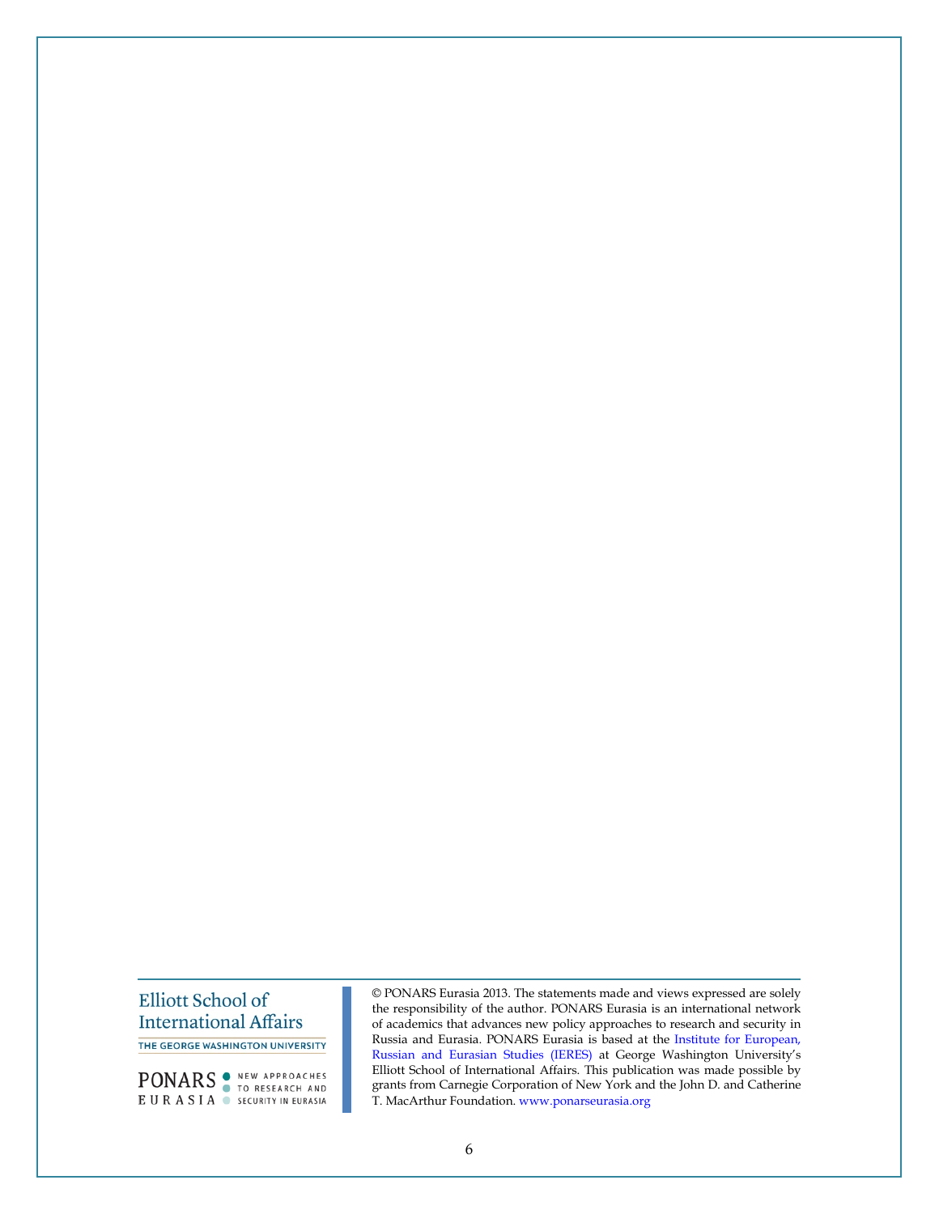Elliott School of International Affairs
THE GEORGE WASHINGTON UNIVERSITY

PONARS EURASIA
NEW APPROACHES TO RESEARCH AND SECURITY IN EURASIA

© PONARS Eurasia 2013. The statements made and views expressed are solely the responsibility of the author. PONARS Eurasia is an international network of academics that advances new policy approaches to research and security in Russia and Eurasia. PONARS Eurasia is based at the Institute for European, Russian and Eurasian Studies (IERES) at George Washington University's Elliott School of International Affairs. This publication was made possible by grants from Carnegie Corporation of New York and the John D. and Catherine T. MacArthur Foundation. www.ponarseurasia.org